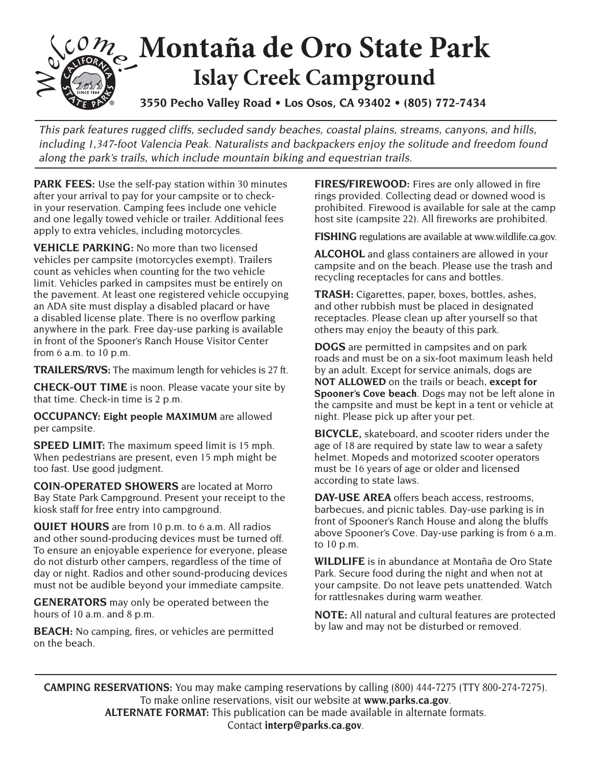Welcome!

# Montaña de Oro State Park

## Islay Creek Campground

**3550 Pecho Valley Road • Los Osos, CA 93402 • (805) 772-7434**

*This park features rugged cliffs, secluded sandy beaches, coastal plains, streams, canyons, and hills, including 1,347-foot Valencia Peak. Naturalists and backpackers enjoy the solitude and freedom found along the park's trails, which include mountain biking and equestrian trails.*

**PARK FEES:** Use the self-pay station within 30 minutes after your arrival to pay for your campsite or to check-in your reservation. Camping fees include one vehicle and one legally towed vehicle or trailer. Additional fees apply to extra vehicles, including motorcycles.

**VEHICLE PARKING:** No more than two licensed vehicles per campsite (motorcycles exempt). Trailers count as vehicles when counting for the two vehicle limit. Vehicles parked in campsites must be entirely on the pavement. At least one registered vehicle occupying an ADA site must display a disabled placard or have a disabled license plate. There is no overflow parking anywhere in the park. Free day-use parking is available in front of the Spooner's Ranch House Visitor Center from 6 a.m. to 10 p.m.

**TRAILERS/RVS:** The maximum length for vehicles is 27 ft.

**CHECK-OUT TIME** is noon. Please vacate your site by that time. Check-in time is 2 p.m.

**OCCUPANCY: Eight people MAXIMUM** are allowed per campsite.

**SPEED LIMIT:** The maximum speed limit is 15 mph. When pedestrians are present, even 15 mph might be too fast. Use good judgment.

**COIN-OPERATED SHOWERS** are located at Morro Bay State Park Campground. Present your receipt to the kiosk staff for free entry into campground.

**QUIET HOURS** are from 10 p.m. to 6 a.m. All radios and other sound-producing devices must be turned off. To ensure an enjoyable experience for everyone, please do not disturb other campers, regardless of the time of day or night. Radios and other sound-producing devices must not be audible beyond your immediate campsite.

**GENERATORS** may only be operated between the hours of 10 a.m. and 8 p.m.

**BEACH:** No camping, fires, or vehicles are permitted on the beach.

**FIRES/FIREWOOD:** Fires are only allowed in fire rings provided. Collecting dead or downed wood is prohibited. Firewood is available for sale at the camp host site (campsite 22). All fireworks are prohibited.

**FISHING** regulations are available at www.wildlife.ca.gov.

**ALCOHOL** and glass containers are allowed in your campsite and on the beach. Please use the trash and recycling receptacles for cans and bottles.

**TRASH:** Cigarettes, paper, boxes, bottles, ashes, and other rubbish must be placed in designated receptacles. Please clean up after yourself so that others may enjoy the beauty of this park.

**DOGS** are permitted in campsites and on park roads and must be on a six-foot maximum leash held by an adult. Except for service animals, dogs are **NOT ALLOWED** on the trails or beach, **except for Spooner's Cove beach**. Dogs may not be left alone in the campsite and must be kept in a tent or vehicle at night. Please pick up after your pet.

**BICYCLE,** skateboard, and scooter riders under the age of 18 are required by state law to wear a safety helmet. Mopeds and motorized scooter operators must be 16 years of age or older and licensed according to state laws.

**DAY-USE AREA** offers beach access, restrooms, barbecues, and picnic tables. Day-use parking is in front of Spooner's Ranch House and along the bluffs above Spooner's Cove. Day-use parking is from 6 a.m. to 10 p.m.

**WILDLIFE** is in abundance at Montaña de Oro State Park. Secure food during the night and when not at your campsite. Do not leave pets unattended. Watch for rattlesnakes during warm weather.

**NOTE:** All natural and cultural features are protected by law and may not be disturbed or removed.

---

**CAMPING RESERVATIONS:** You may make camping reservations by calling (800) 444-7275 (TTY 800-274-7275). To make online reservations, visit our website at **www.parks.ca.gov**.
**ALTERNATE FORMAT:** This publication can be made available in alternate formats. Contact **interp@parks.ca.gov**.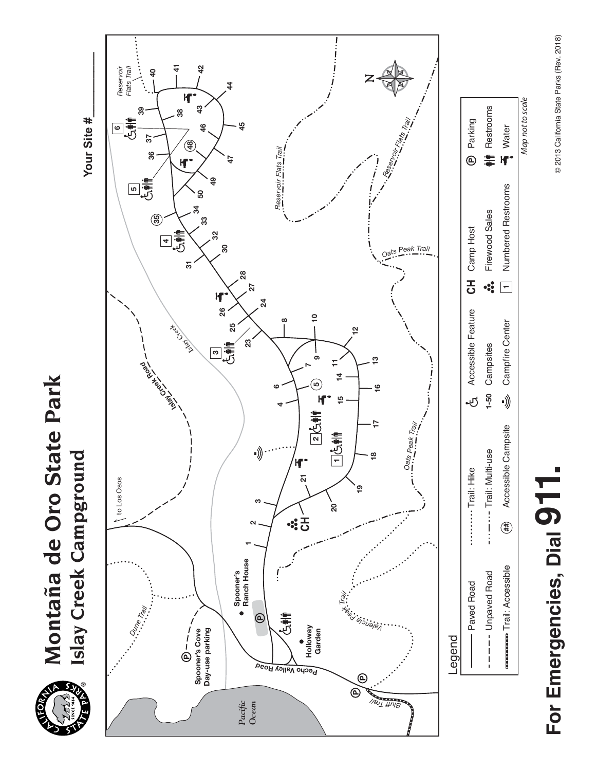# Montaña de Oro State Park

## Islay Creek Campground

Your Site # ________

Pacific Ocean

Spooner's Cove Day-use parking

Dune Trail

Pecho Valley Road

Holloway Garden

Spooner's Ranch House

to Los Osos

Islay Creek Road

Islay Creek

Valencia Peak Trail

Bluff Trail

Oats Peak Trail

Reservoir Flats Trail

CH

1 2 3 4 5 6 7 8 9 10 11 12 13 14 15 16 17 18 19 20 21 23 24 25 26 27 28 30 31 32 33 34 35 36 37 38 39 40 41 42 43 44 45 46 47 48 49 50

Legend

| | | | | | | | |
|---|---|---|---|---|---|---|---|
| Paved Road | Trail: Hike | Accessible Feature | CH | Camp Host | P | Parking |
| Unpaved Road | Trail: Multi-use | 1-50 | Campsites | | Firewood Sales | | Restrooms |
| Trail: Accessible | ## | Accessible Campsite | | Campfire Center | 1 | Numbered Restrooms | | Water |

*Map not to scale*

**For Emergencies, Dial 911.**

© 2013 California State Parks (Rev. 2018)